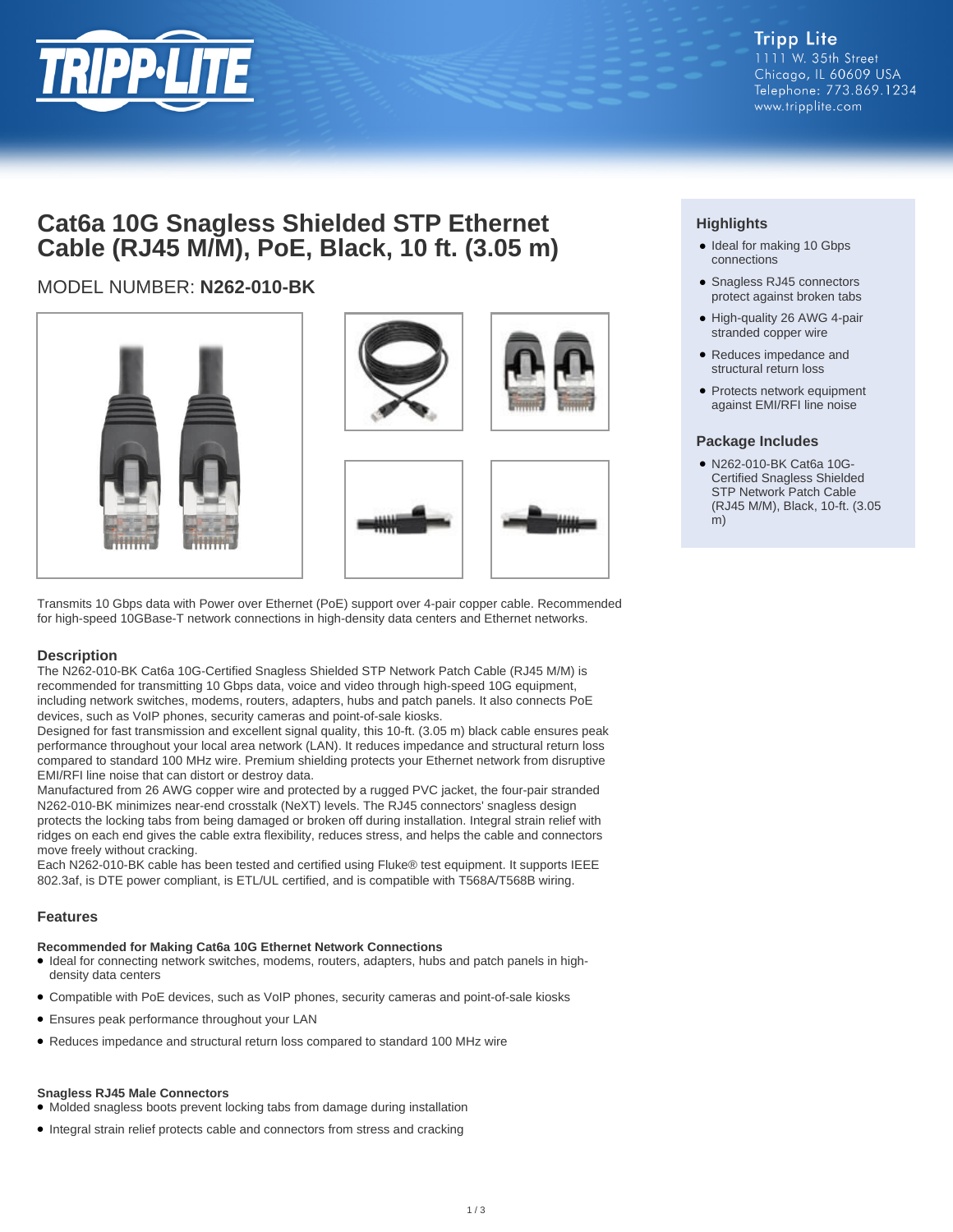Tripp Lite
1111 W. 35th Street
Chicago, IL 60609 USA
Telephone: 773.869.1234
www.tripplite.com

# Cat6a 10G Snagless Shielded STP Ethernet Cable (RJ45 M/M), PoE, Black, 10 ft. (3.05 m)

MODEL NUMBER: **N262-010-BK**

Transmits 10 Gbps data with Power over Ethernet (PoE) support over 4-pair copper cable. Recommended for high-speed 10GBase-T network connections in high-density data centers and Ethernet networks.

## Highlights

- Ideal for making 10 Gbps connections
- Snagless RJ45 connectors protect against broken tabs
- High-quality 26 AWG 4-pair stranded copper wire
- Reduces impedance and structural return loss
- Protects network equipment against EMI/RFI line noise

## Package Includes

- N262-010-BK Cat6a 10G-Certified Snagless Shielded STP Network Patch Cable (RJ45 M/M), Black, 10-ft. (3.05 m)

## Description

The N262-010-BK Cat6a 10G-Certified Snagless Shielded STP Network Patch Cable (RJ45 M/M) is recommended for transmitting 10 Gbps data, voice and video through high-speed 10G equipment, including network switches, modems, routers, adapters, hubs and patch panels. It also connects PoE devices, such as VoIP phones, security cameras and point-of-sale kiosks.

Designed for fast transmission and excellent signal quality, this 10-ft. (3.05 m) black cable ensures peak performance throughout your local area network (LAN). It reduces impedance and structural return loss compared to standard 100 MHz wire. Premium shielding protects your Ethernet network from disruptive EMI/RFI line noise that can distort or destroy data.

Manufactured from 26 AWG copper wire and protected by a rugged PVC jacket, the four-pair stranded N262-010-BK minimizes near-end crosstalk (NeXT) levels. The RJ45 connectors' snagless design protects the locking tabs from being damaged or broken off during installation. Integral strain relief with ridges on each end gives the cable extra flexibility, reduces stress, and helps the cable and connectors move freely without cracking.

Each N262-010-BK cable has been tested and certified using Fluke® test equipment. It supports IEEE 802.3af, is DTE power compliant, is ETL/UL certified, and is compatible with T568A/T568B wiring.

## Features

### Recommended for Making Cat6a 10G Ethernet Network Connections

- Ideal for connecting network switches, modems, routers, adapters, hubs and patch panels in high-density data centers
- Compatible with PoE devices, such as VoIP phones, security cameras and point-of-sale kiosks
- Ensures peak performance throughout your LAN
- Reduces impedance and structural return loss compared to standard 100 MHz wire

### Snagless RJ45 Male Connectors

- Molded snagless boots prevent locking tabs from damage during installation
- Integral strain relief protects cable and connectors from stress and cracking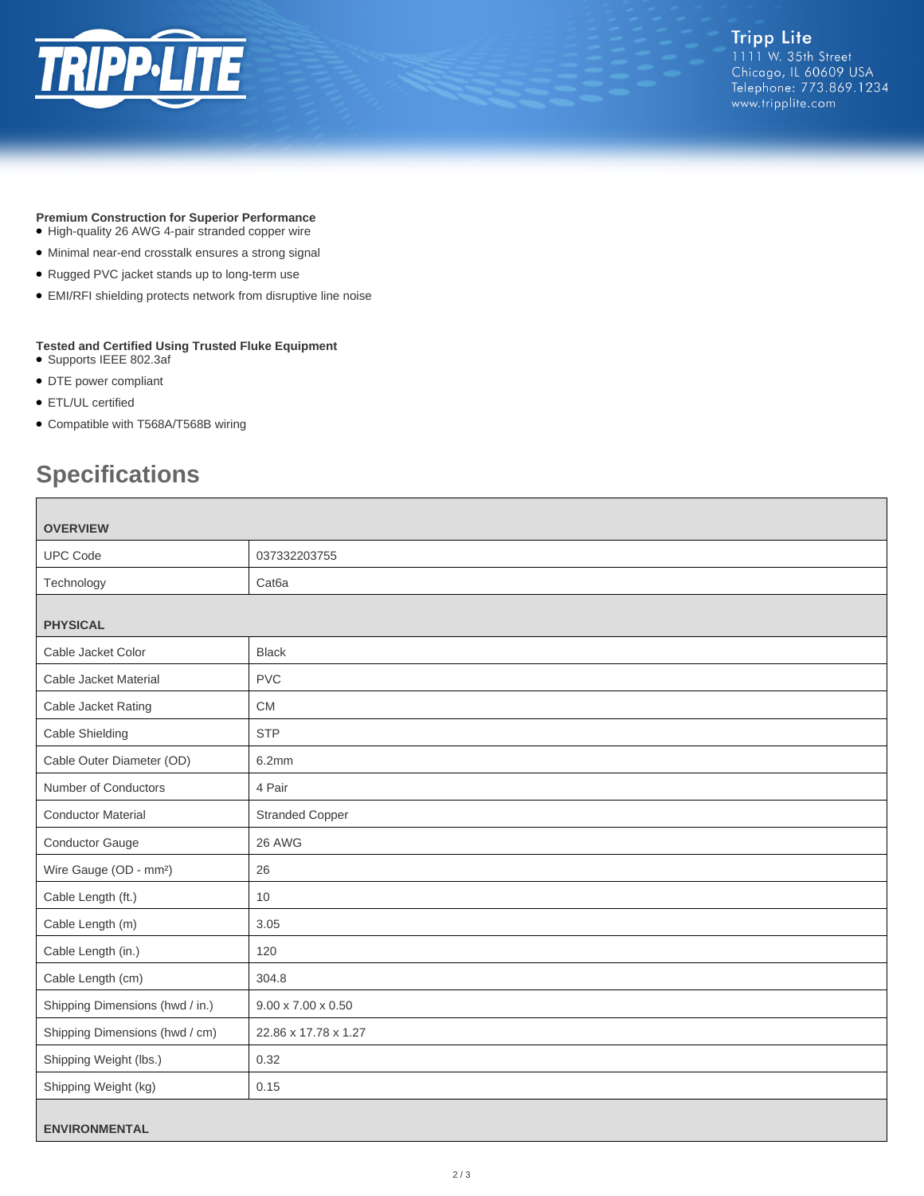**Premium Construction for Superior Performance**

- High-quality 26 AWG 4-pair stranded copper wire
- Minimal near-end crosstalk ensures a strong signal
- Rugged PVC jacket stands up to long-term use
- EMI/RFI shielding protects network from disruptive line noise

**Tested and Certified Using Trusted Fluke Equipment**

- Supports IEEE 802.3af
- DTE power compliant
- ETL/UL certified
- Compatible with T568A/T568B wiring

## Specifications

| OVERVIEW | |
|---|---|
| UPC Code | 037332203755 |
| Technology | Cat6a |
| **PHYSICAL** | |
| Cable Jacket Color | Black |
| Cable Jacket Material | PVC |
| Cable Jacket Rating | CM |
| Cable Shielding | STP |
| Cable Outer Diameter (OD) | 6.2mm |
| Number of Conductors | 4 Pair |
| Conductor Material | Stranded Copper |
| Conductor Gauge | 26 AWG |
| Wire Gauge (OD - mm²) | 26 |
| Cable Length (ft.) | 10 |
| Cable Length (m) | 3.05 |
| Cable Length (in.) | 120 |
| Cable Length (cm) | 304.8 |
| Shipping Dimensions (hwd / in.) | 9.00 x 7.00 x 0.50 |
| Shipping Dimensions (hwd / cm) | 22.86 x 17.78 x 1.27 |
| Shipping Weight (lbs.) | 0.32 |
| Shipping Weight (kg) | 0.15 |
| **ENVIRONMENTAL** | |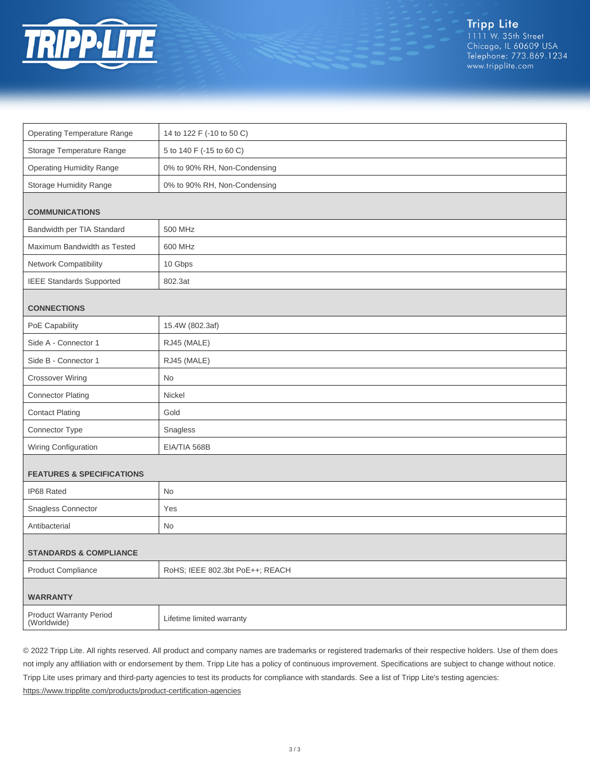| | |
|---|---|
| Operating Temperature Range | 14 to 122 F (-10 to 50 C) |
| Storage Temperature Range | 5 to 140 F (-15 to 60 C) |
| Operating Humidity Range | 0% to 90% RH, Non-Condensing |
| Storage Humidity Range | 0% to 90% RH, Non-Condensing |
| **COMMUNICATIONS** | |
| Bandwidth per TIA Standard | 500 MHz |
| Maximum Bandwidth as Tested | 600 MHz |
| Network Compatibility | 10 Gbps |
| IEEE Standards Supported | 802.3at |
| **CONNECTIONS** | |
| PoE Capability | 15.4W (802.3af) |
| Side A - Connector 1 | RJ45 (MALE) |
| Side B - Connector 1 | RJ45 (MALE) |
| Crossover Wiring | No |
| Connector Plating | Nickel |
| Contact Plating | Gold |
| Connector Type | Snagless |
| Wiring Configuration | EIA/TIA 568B |
| **FEATURES & SPECIFICATIONS** | |
| IP68 Rated | No |
| Snagless Connector | Yes |
| Antibacterial | No |
| **STANDARDS & COMPLIANCE** | |
| Product Compliance | RoHS; IEEE 802.3bt PoE++; REACH |
| **WARRANTY** | |
| Product Warranty Period (Worldwide) | Lifetime limited warranty |

© 2022 Tripp Lite. All rights reserved. All product and company names are trademarks or registered trademarks of their respective holders. Use of them does not imply any affiliation with or endorsement by them. Tripp Lite has a policy of continuous improvement. Specifications are subject to change without notice. Tripp Lite uses primary and third-party agencies to test its products for compliance with standards. See a list of Tripp Lite's testing agencies: https://www.tripplite.com/products/product-certification-agencies